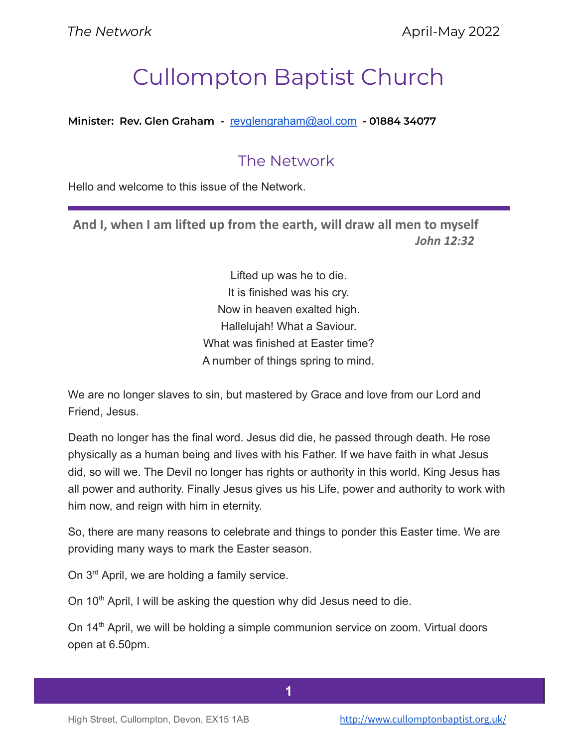# Cullompton Baptist Church

**Minister: Rev. Glen Graham - revglengraham@aol.com - 01884 34077**

## The Network

Hello and welcome to this issue of the Network.

---

**And I, when I am lifted up from the earth, will draw all men to myself**
***John 12:32***

Lifted up was he to die.
It is finished was his cry.
Now in heaven exalted high.
Hallelujah! What a Saviour.
What was finished at Easter time?
A number of things spring to mind.

We are no longer slaves to sin, but mastered by Grace and love from our Lord and Friend, Jesus.

Death no longer has the final word. Jesus did die, he passed through death. He rose physically as a human being and lives with his Father. If we have faith in what Jesus did, so will we. The Devil no longer has rights or authority in this world. King Jesus has all power and authority. Finally Jesus gives us his Life, power and authority to work with him now, and reign with him in eternity.

So, there are many reasons to celebrate and things to ponder this Easter time. We are providing many ways to mark the Easter season.

On 3rd April, we are holding a family service.

On 10th April, I will be asking the question why did Jesus need to die.

On 14th April, we will be holding a simple communion service on zoom. Virtual doors open at 6.50pm.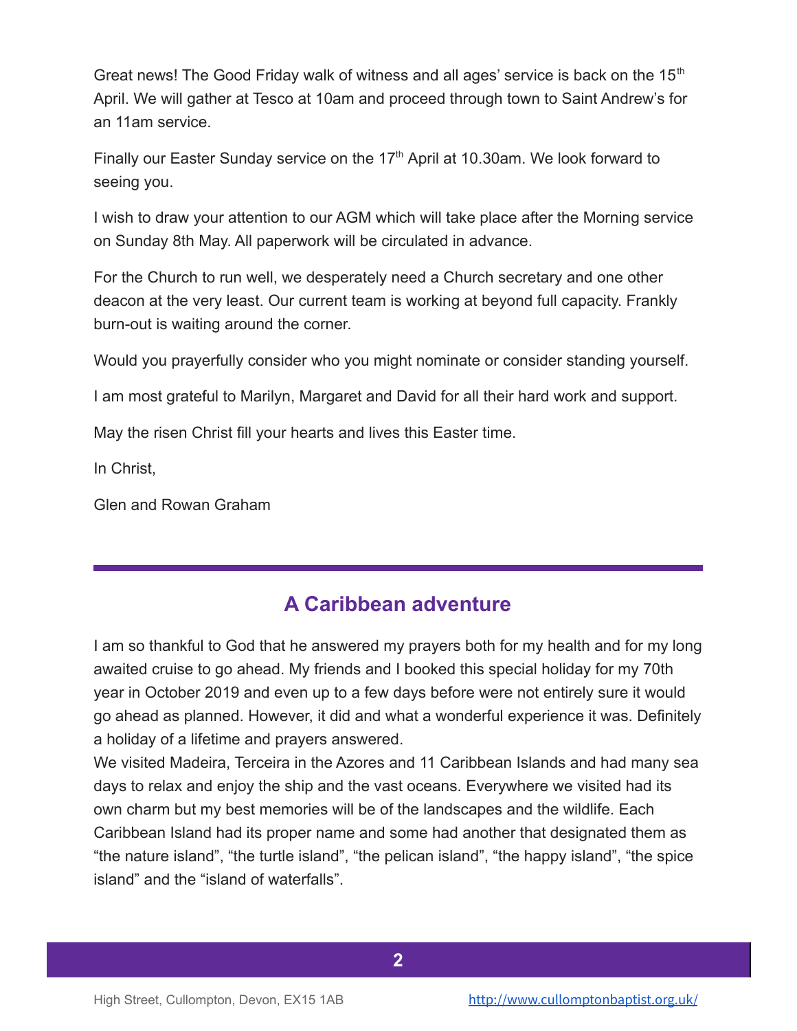Great news! The Good Friday walk of witness and all ages' service is back on the 15th April. We will gather at Tesco at 10am and proceed through town to Saint Andrew's for an 11am service.

Finally our Easter Sunday service on the 17th April at 10.30am. We look forward to seeing you.

I wish to draw your attention to our AGM which will take place after the Morning service on Sunday 8th May. All paperwork will be circulated in advance.

For the Church to run well, we desperately need a Church secretary and one other deacon at the very least. Our current team is working at beyond full capacity. Frankly burn-out is waiting around the corner.

Would you prayerfully consider who you might nominate or consider standing yourself.

I am most grateful to Marilyn, Margaret and David for all their hard work and support.

May the risen Christ fill your hearts and lives this Easter time.

In Christ,

Glen and Rowan Graham

---

## A Caribbean adventure

I am so thankful to God that he answered my prayers both for my health and for my long awaited cruise to go ahead. My friends and I booked this special holiday for my 70th year in October 2019 and even up to a few days before were not entirely sure it would go ahead as planned. However, it did and what a wonderful experience it was. Definitely a holiday of a lifetime and prayers answered.

We visited Madeira, Terceira in the Azores and 11 Caribbean Islands and had many sea days to relax and enjoy the ship and the vast oceans. Everywhere we visited had its own charm but my best memories will be of the landscapes and the wildlife. Each Caribbean Island had its proper name and some had another that designated them as "the nature island", "the turtle island", "the pelican island", "the happy island", "the spice island" and the "island of waterfalls".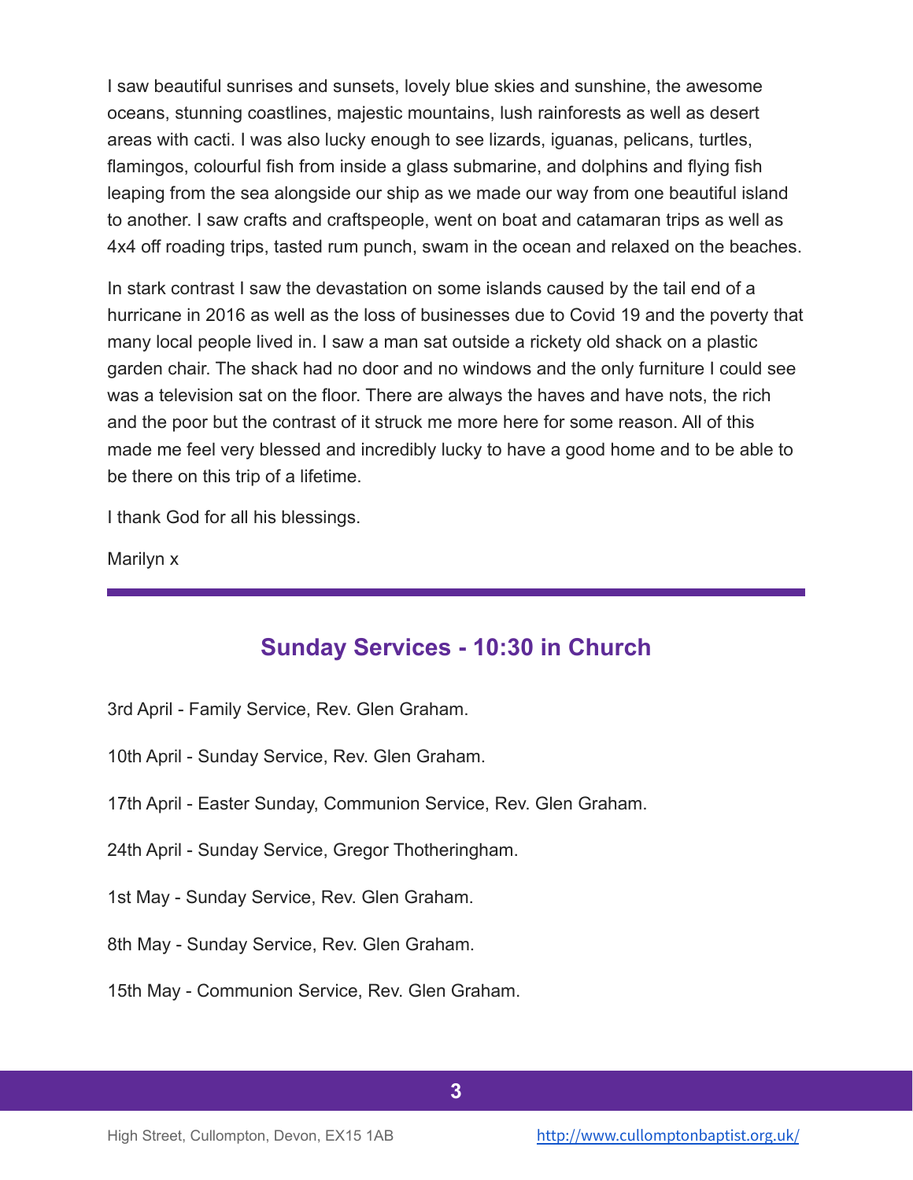I saw beautiful sunrises and sunsets, lovely blue skies and sunshine, the awesome oceans, stunning coastlines, majestic mountains, lush rainforests as well as desert areas with cacti. I was also lucky enough to see lizards, iguanas, pelicans, turtles, flamingos, colourful fish from inside a glass submarine, and dolphins and flying fish leaping from the sea alongside our ship as we made our way from one beautiful island to another. I saw crafts and craftspeople, went on boat and catamaran trips as well as 4x4 off roading trips, tasted rum punch, swam in the ocean and relaxed on the beaches.

In stark contrast I saw the devastation on some islands caused by the tail end of a hurricane in 2016 as well as the loss of businesses due to Covid 19 and the poverty that many local people lived in. I saw a man sat outside a rickety old shack on a plastic garden chair. The shack had no door and no windows and the only furniture I could see was a television sat on the floor. There are always the haves and have nots, the rich and the poor but the contrast of it struck me more here for some reason. All of this made me feel very blessed and incredibly lucky to have a good home and to be able to be there on this trip of a lifetime.

I thank God for all his blessings.

Marilyn x

---

## Sunday Services - 10:30 in Church

3rd April - Family Service, Rev. Glen Graham.

10th April - Sunday Service, Rev. Glen Graham.

17th April - Easter Sunday, Communion Service, Rev. Glen Graham.

24th April - Sunday Service, Gregor Thotheringham.

1st May - Sunday Service, Rev. Glen Graham.

8th May - Sunday Service, Rev. Glen Graham.

15th May - Communion Service, Rev. Glen Graham.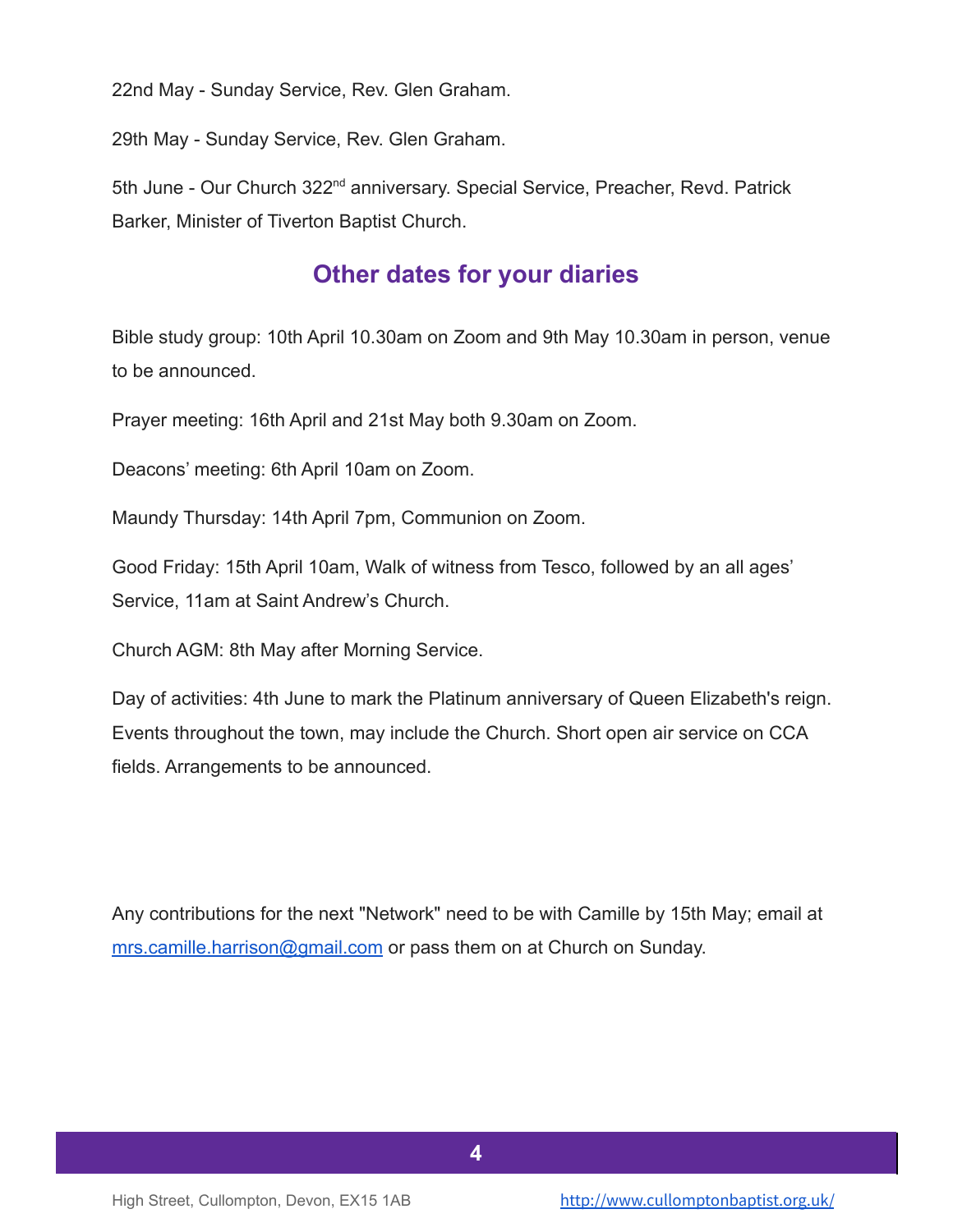22nd May - Sunday Service, Rev. Glen Graham.

29th May - Sunday Service, Rev. Glen Graham.

5th June - Our Church 322nd anniversary. Special Service, Preacher, Revd. Patrick Barker, Minister of Tiverton Baptist Church.

## Other dates for your diaries

Bible study group: 10th April 10.30am on Zoom and 9th May 10.30am in person, venue to be announced.

Prayer meeting: 16th April and 21st May both 9.30am on Zoom.

Deacons' meeting: 6th April 10am on Zoom.

Maundy Thursday: 14th April 7pm, Communion on Zoom.

Good Friday: 15th April 10am, Walk of witness from Tesco, followed by an all ages' Service, 11am at Saint Andrew's Church.

Church AGM: 8th May after Morning Service.

Day of activities: 4th June to mark the Platinum anniversary of Queen Elizabeth's reign. Events throughout the town, may include the Church. Short open air service on CCA fields. Arrangements to be announced.

Any contributions for the next "Network" need to be with Camille by 15th May; email at mrs.camille.harrison@gmail.com or pass them on at Church on Sunday.